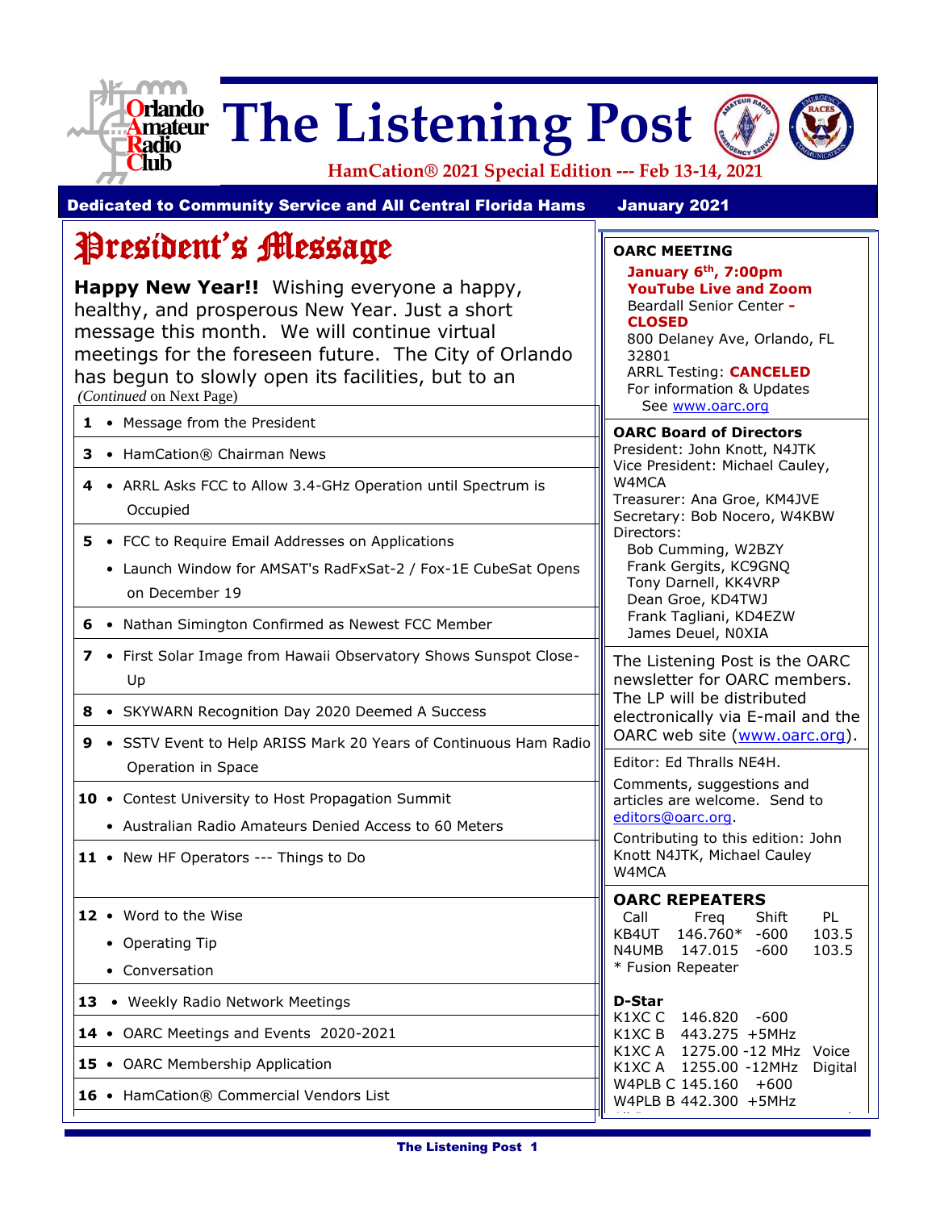# The Listening Post

Orlando Amateur Radio Club

**HamCation® 2021 Special Edition --- Feb 13-14, 2021**

**Dedicated to Community Service and All Central Florida Hams** **January 2021**

## President's Message

**Happy New Year!!** Wishing everyone a happy, healthy, and prosperous New Year. Just a short message this month. We will continue virtual meetings for the foreseen future. The City of Orlando has begun to slowly open its facilities, but to an

*(Continued* on Next Page)

| | |
|---|---|
| 1 | • Message from the President |
| 3 | • HamCation® Chairman News |
| 4 | • ARRL Asks FCC to Allow 3.4-GHz Operation until Spectrum is Occupied |
| 5 | • FCC to Require Email Addresses on Applications<br>• Launch Window for AMSAT's RadFxSat-2 / Fox-1E CubeSat Opens on December 19 |
| 6 | • Nathan Simington Confirmed as Newest FCC Member |
| 7 | • First Solar Image from Hawaii Observatory Shows Sunspot Close-Up |
| 8 | • SKYWARN Recognition Day 2020 Deemed A Success |
| 9 | • SSTV Event to Help ARISS Mark 20 Years of Continuous Ham Radio Operation in Space |
| 10 | • Contest University to Host Propagation Summit<br>• Australian Radio Amateurs Denied Access to 60 Meters |
| 11 | • New HF Operators --- Things to Do |
| 12 | • Word to the Wise<br>• Operating Tip<br>• Conversation |
| 13 | • Weekly Radio Network Meetings |
| 14 | • OARC Meetings and Events 2020-2021 |
| 15 | • OARC Membership Application |
| 16 | • HamCation® Commercial Vendors List |

**OARC MEETING**

**January 6th, 7:00pm**
**YouTube Live and Zoom**
Beardall Senior Center - **CLOSED**
800 Delaney Ave, Orlando, FL 32801
ARRL Testing: **CANCELED**
For information & Updates
See www.oarc.org

**OARC Board of Directors**

President: John Knott, N4JTK
Vice President: Michael Cauley, W4MCA
Treasurer: Ana Groe, KM4JVE
Secretary: Bob Nocero, W4KBW
Directors:
Bob Cumming, W2BZY
Frank Gergits, KC9GNQ
Tony Darnell, KK4VRP
Dean Groe, KD4TWJ
Frank Tagliani, KD4EZW
James Deuel, N0XIA

The Listening Post is the OARC newsletter for OARC members. The LP will be distributed electronically via E-mail and the OARC web site (www.oarc.org).

Editor: Ed Thralls NE4H.

Comments, suggestions and articles are welcome. Send to editors@oarc.org.

Contributing to this edition: John Knott N4JTK, Michael Cauley W4MCA

**OARC REPEATERS**

| Call | Freq | Shift | PL |
|---|---|---|---|
| KB4UT | 146.760* | -600 | 103.5 |
| N4UMB | 147.015 | -600 | 103.5 |

\* Fusion Repeater

**D-Star**

| | | | |
|---|---|---|---|
| K1XC C | 146.820 | -600 | |
| K1XC B | 443.275 | +5MHz | |
| K1XC A | 1275.00 | -12 MHz | Voice |
| K1XC A | 1255.00 | -12MHz | Digital |
| W4PLB C | 145.160 | +600 | |
| W4PLB B | 442.300 | +5MHz | |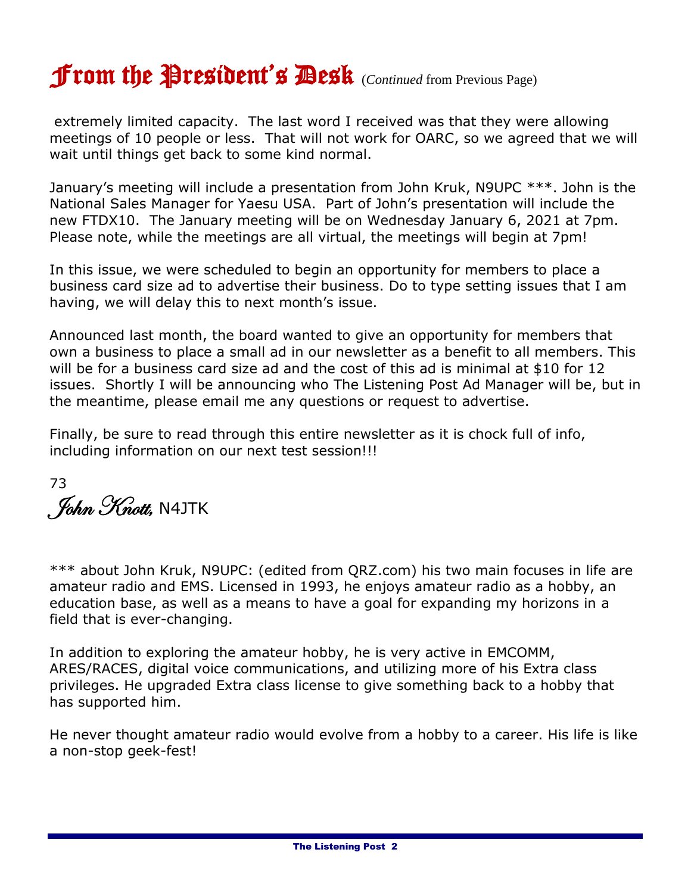# From the President's Desk (*Continued* from Previous Page)

extremely limited capacity. The last word I received was that they were allowing meetings of 10 people or less. That will not work for OARC, so we agreed that we will wait until things get back to some kind normal.

January's meeting will include a presentation from John Kruk, N9UPC ***. John is the National Sales Manager for Yaesu USA. Part of John's presentation will include the new FTDX10. The January meeting will be on Wednesday January 6, 2021 at 7pm. Please note, while the meetings are all virtual, the meetings will begin at 7pm!

In this issue, we were scheduled to begin an opportunity for members to place a business card size ad to advertise their business. Do to type setting issues that I am having, we will delay this to next month's issue.

Announced last month, the board wanted to give an opportunity for members that own a business to place a small ad in our newsletter as a benefit to all members. This will be for a business card size ad and the cost of this ad is minimal at $10 for 12 issues. Shortly I will be announcing who The Listening Post Ad Manager will be, but in the meantime, please email me any questions or request to advertise.

Finally, be sure to read through this entire newsletter as it is chock full of info, including information on our next test session!!!

73

*John Knott,* N4JTK

*** about John Kruk, N9UPC: (edited from QRZ.com) his two main focuses in life are amateur radio and EMS. Licensed in 1993, he enjoys amateur radio as a hobby, an education base, as well as a means to have a goal for expanding my horizons in a field that is ever-changing.

In addition to exploring the amateur hobby, he is very active in EMCOMM, ARES/RACES, digital voice communications, and utilizing more of his Extra class privileges. He upgraded Extra class license to give something back to a hobby that has supported him.

He never thought amateur radio would evolve from a hobby to a career. His life is like a non-stop geek-fest!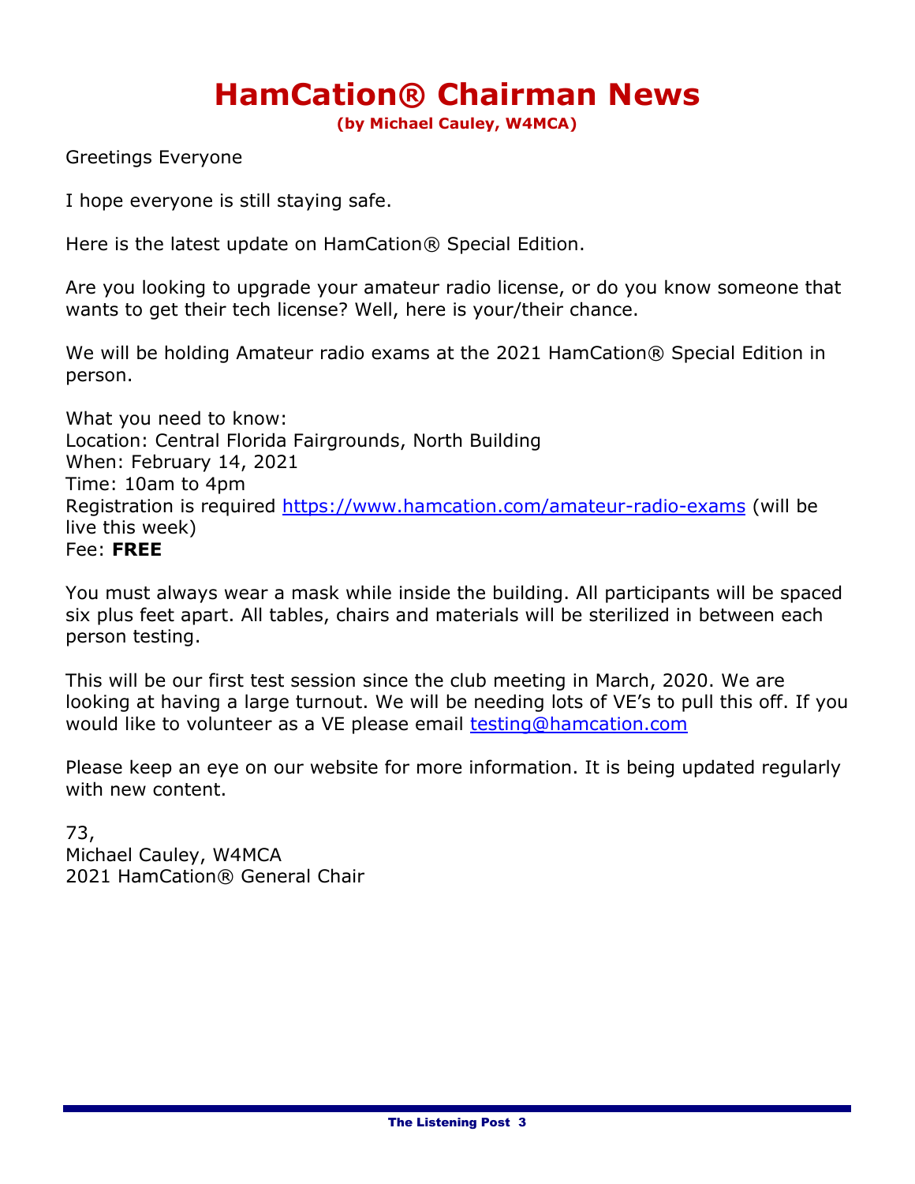# HamCation® Chairman News

**(by Michael Cauley, W4MCA)**

Greetings Everyone

I hope everyone is still staying safe.

Here is the latest update on HamCation® Special Edition.

Are you looking to upgrade your amateur radio license, or do you know someone that wants to get their tech license? Well, here is your/their chance.

We will be holding Amateur radio exams at the 2021 HamCation® Special Edition in person.

What you need to know:
Location: Central Florida Fairgrounds, North Building
When: February 14, 2021
Time: 10am to 4pm
Registration is required https://www.hamcation.com/amateur-radio-exams (will be live this week)
Fee: **FREE**

You must always wear a mask while inside the building. All participants will be spaced six plus feet apart. All tables, chairs and materials will be sterilized in between each person testing.

This will be our first test session since the club meeting in March, 2020. We are looking at having a large turnout. We will be needing lots of VE's to pull this off. If you would like to volunteer as a VE please email testing@hamcation.com

Please keep an eye on our website for more information. It is being updated regularly with new content.

73,
Michael Cauley, W4MCA
2021 HamCation® General Chair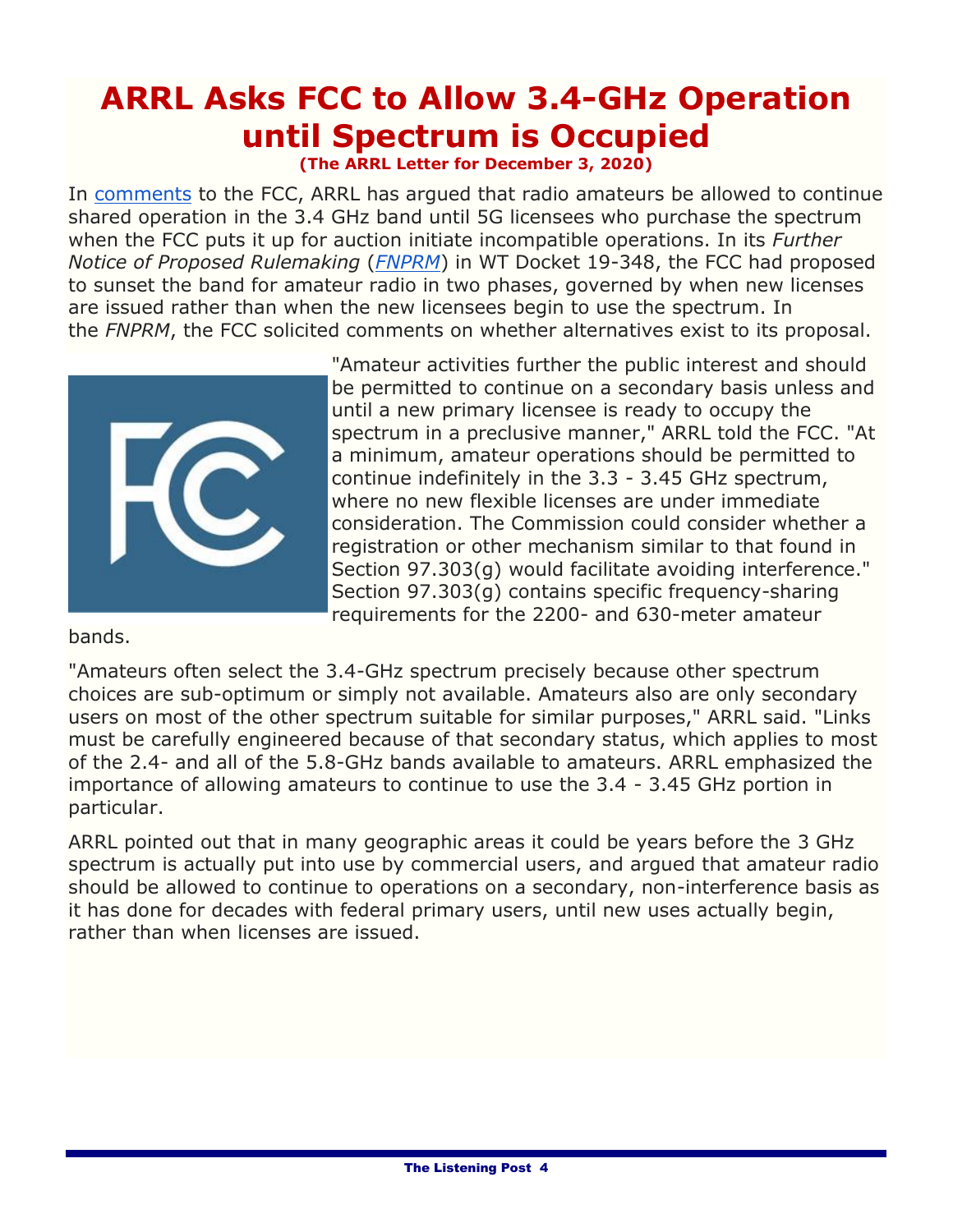# ARRL Asks FCC to Allow 3.4-GHz Operation until Spectrum is Occupied

**(The ARRL Letter for December 3, 2020)**

In comments to the FCC, ARRL has argued that radio amateurs be allowed to continue shared operation in the 3.4 GHz band until 5G licensees who purchase the spectrum when the FCC puts it up for auction initiate incompatible operations. In its *Further Notice of Proposed Rulemaking* (*FNPRM*) in WT Docket 19-348, the FCC had proposed to sunset the band for amateur radio in two phases, governed by when new licenses are issued rather than when the new licensees begin to use the spectrum. In the *FNPRM*, the FCC solicited comments on whether alternatives exist to its proposal.

"Amateur activities further the public interest and should be permitted to continue on a secondary basis unless and until a new primary licensee is ready to occupy the spectrum in a preclusive manner," ARRL told the FCC. "At a minimum, amateur operations should be permitted to continue indefinitely in the 3.3 - 3.45 GHz spectrum, where no new flexible licenses are under immediate consideration. The Commission could consider whether a registration or other mechanism similar to that found in Section 97.303(g) would facilitate avoiding interference." Section 97.303(g) contains specific frequency-sharing requirements for the 2200- and 630-meter amateur bands.

"Amateurs often select the 3.4-GHz spectrum precisely because other spectrum choices are sub-optimum or simply not available. Amateurs also are only secondary users on most of the other spectrum suitable for similar purposes," ARRL said. "Links must be carefully engineered because of that secondary status, which applies to most of the 2.4- and all of the 5.8-GHz bands available to amateurs. ARRL emphasized the importance of allowing amateurs to continue to use the 3.4 - 3.45 GHz portion in particular.

ARRL pointed out that in many geographic areas it could be years before the 3 GHz spectrum is actually put into use by commercial users, and argued that amateur radio should be allowed to continue to operations on a secondary, non-interference basis as it has done for decades with federal primary users, until new uses actually begin, rather than when licenses are issued.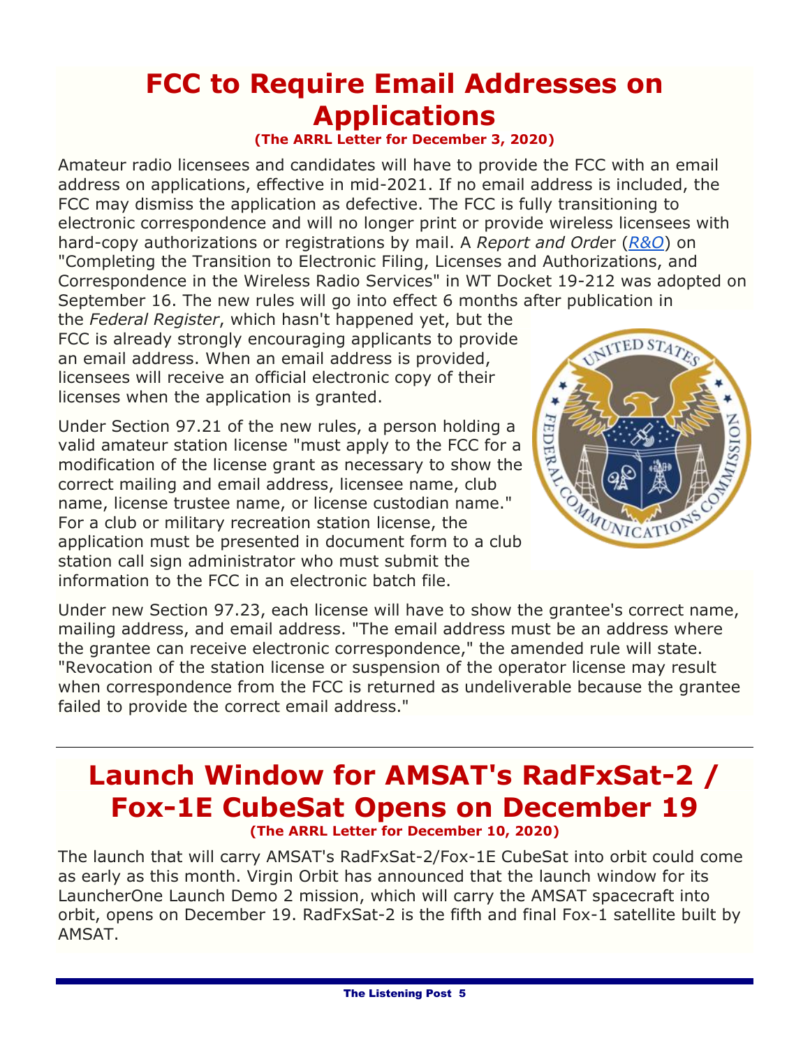# FCC to Require Email Addresses on Applications

**(The ARRL Letter for December 3, 2020)**

Amateur radio licensees and candidates will have to provide the FCC with an email address on applications, effective in mid-2021. If no email address is included, the FCC may dismiss the application as defective. The FCC is fully transitioning to electronic correspondence and will no longer print or provide wireless licensees with hard-copy authorizations or registrations by mail. A *Report and Order* (*R&O*) on "Completing the Transition to Electronic Filing, Licenses and Authorizations, and Correspondence in the Wireless Radio Services" in WT Docket 19-212 was adopted on September 16. The new rules will go into effect 6 months after publication in the *Federal Register*, which hasn't happened yet, but the FCC is already strongly encouraging applicants to provide an email address. When an email address is provided, licensees will receive an official electronic copy of their licenses when the application is granted.

Under Section 97.21 of the new rules, a person holding a valid amateur station license "must apply to the FCC for a modification of the license grant as necessary to show the correct mailing and email address, licensee name, club name, license trustee name, or license custodian name." For a club or military recreation station license, the application must be presented in document form to a club station call sign administrator who must submit the information to the FCC in an electronic batch file.

Under new Section 97.23, each license will have to show the grantee's correct name, mailing address, and email address. "The email address must be an address where the grantee can receive electronic correspondence," the amended rule will state. "Revocation of the station license or suspension of the operator license may result when correspondence from the FCC is returned as undeliverable because the grantee failed to provide the correct email address."

---

# Launch Window for AMSAT's RadFxSat-2 / Fox-1E CubeSat Opens on December 19

**(The ARRL Letter for December 10, 2020)**

The launch that will carry AMSAT's RadFxSat-2/Fox-1E CubeSat into orbit could come as early as this month. Virgin Orbit has announced that the launch window for its LauncherOne Launch Demo 2 mission, which will carry the AMSAT spacecraft into orbit, opens on December 19. RadFxSat-2 is the fifth and final Fox-1 satellite built by AMSAT.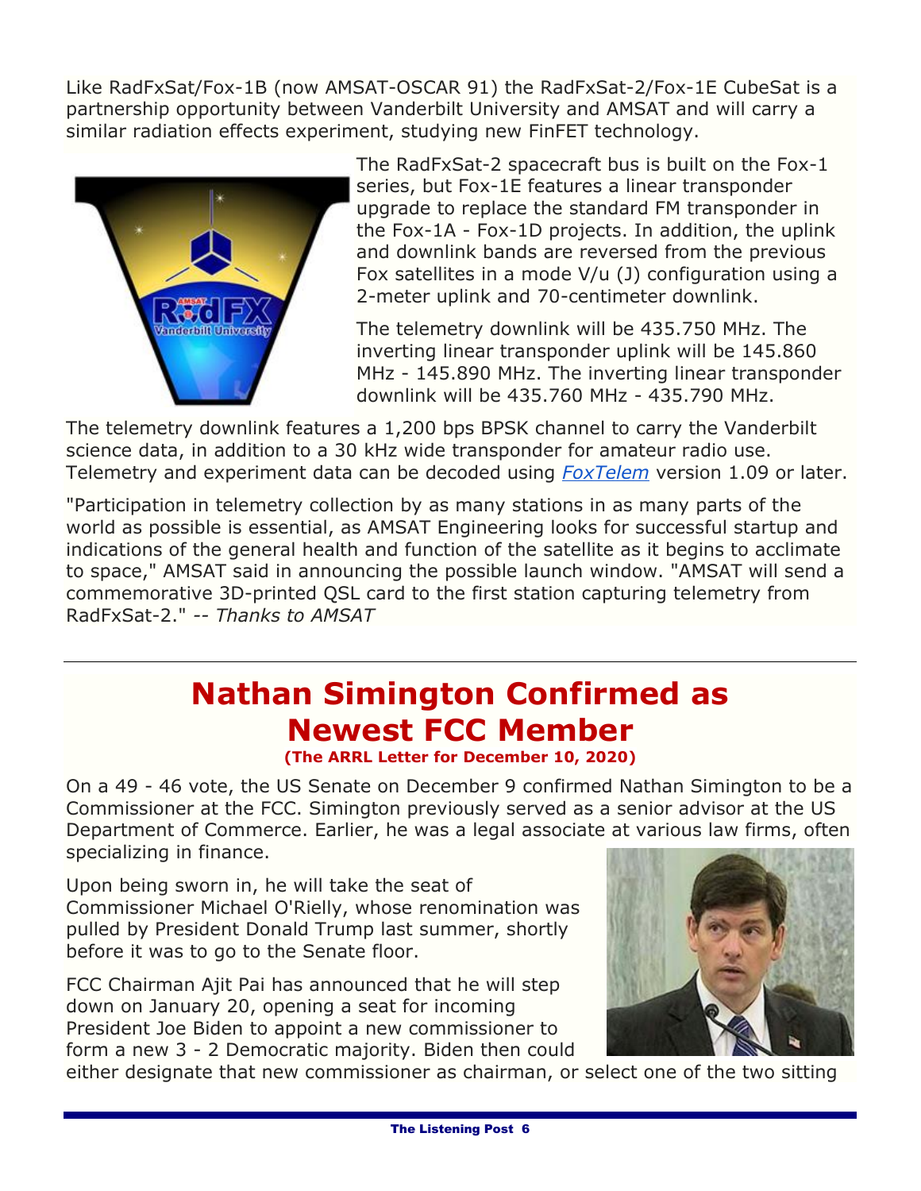Like RadFxSat/Fox-1B (now AMSAT-OSCAR 91) the RadFxSat-2/Fox-1E CubeSat is a partnership opportunity between Vanderbilt University and AMSAT and will carry a similar radiation effects experiment, studying new FinFET technology.

The RadFxSat-2 spacecraft bus is built on the Fox-1 series, but Fox-1E features a linear transponder upgrade to replace the standard FM transponder in the Fox-1A - Fox-1D projects. In addition, the uplink and downlink bands are reversed from the previous Fox satellites in a mode V/u (J) configuration using a 2-meter uplink and 70-centimeter downlink.

The telemetry downlink will be 435.750 MHz. The inverting linear transponder uplink will be 145.860 MHz - 145.890 MHz. The inverting linear transponder downlink will be 435.760 MHz - 435.790 MHz.

The telemetry downlink features a 1,200 bps BPSK channel to carry the Vanderbilt science data, in addition to a 30 kHz wide transponder for amateur radio use. Telemetry and experiment data can be decoded using *FoxTelem* version 1.09 or later.

"Participation in telemetry collection by as many stations in as many parts of the world as possible is essential, as AMSAT Engineering looks for successful startup and indications of the general health and function of the satellite as it begins to acclimate to space," AMSAT said in announcing the possible launch window. "AMSAT will send a commemorative 3D-printed QSL card to the first station capturing telemetry from RadFxSat-2." -- *Thanks to AMSAT*

---

# Nathan Simington Confirmed as Newest FCC Member

**(The ARRL Letter for December 10, 2020)**

On a 49 - 46 vote, the US Senate on December 9 confirmed Nathan Simington to be a Commissioner at the FCC. Simington previously served as a senior advisor at the US Department of Commerce. Earlier, he was a legal associate at various law firms, often specializing in finance.

Upon being sworn in, he will take the seat of Commissioner Michael O'Rielly, whose renomination was pulled by President Donald Trump last summer, shortly before it was to go to the Senate floor.

FCC Chairman Ajit Pai has announced that he will step down on January 20, opening a seat for incoming President Joe Biden to appoint a new commissioner to form a new 3 - 2 Democratic majority. Biden then could either designate that new commissioner as chairman, or select one of the two sitting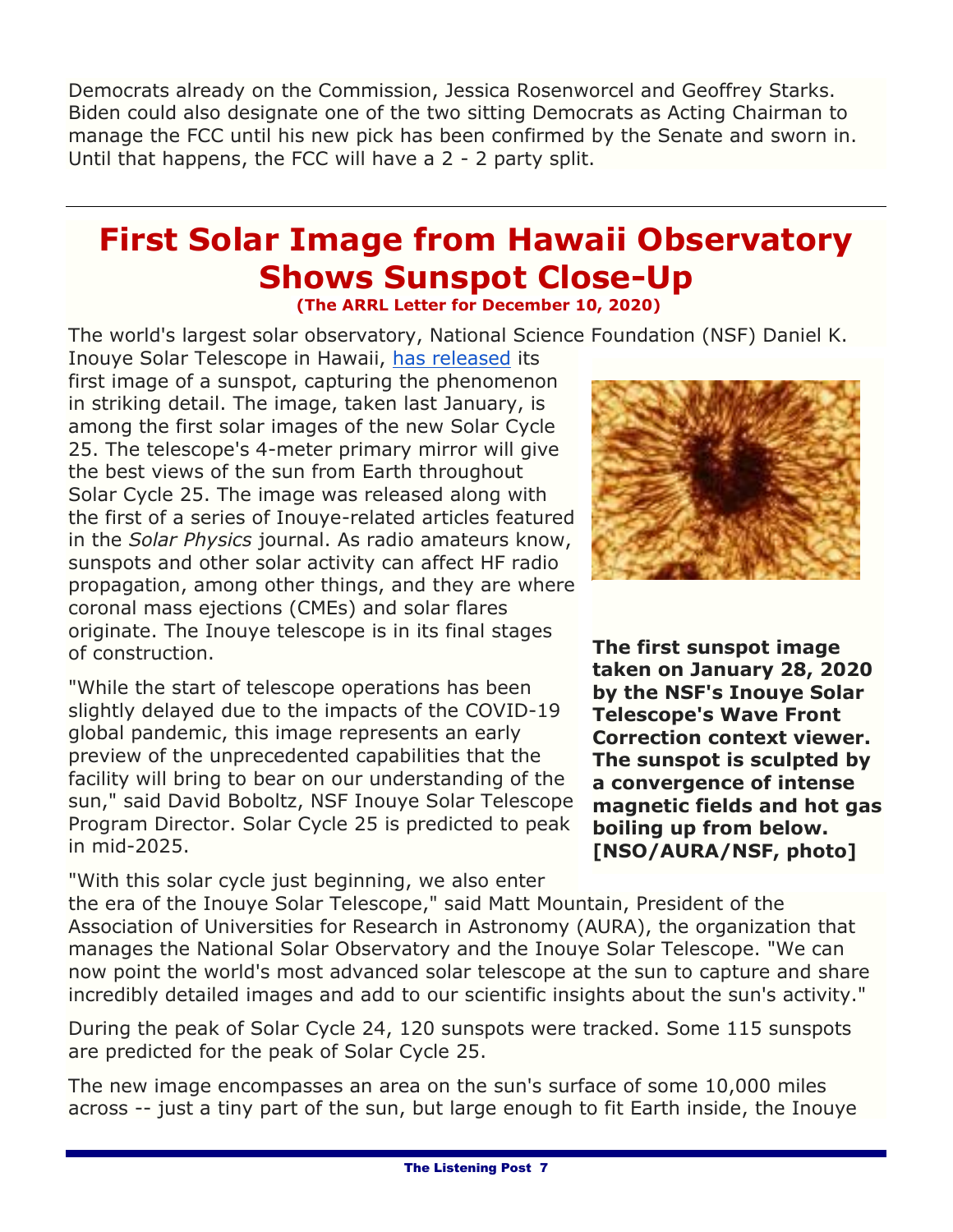Democrats already on the Commission, Jessica Rosenworcel and Geoffrey Starks. Biden could also designate one of the two sitting Democrats as Acting Chairman to manage the FCC until his new pick has been confirmed by the Senate and sworn in. Until that happens, the FCC will have a 2 - 2 party split.

---

# First Solar Image from Hawaii Observatory Shows Sunspot Close-Up

**(The ARRL Letter for December 10, 2020)**

The world's largest solar observatory, National Science Foundation (NSF) Daniel K. Inouye Solar Telescope in Hawaii, has released its first image of a sunspot, capturing the phenomenon in striking detail. The image, taken last January, is among the first solar images of the new Solar Cycle 25. The telescope's 4-meter primary mirror will give the best views of the sun from Earth throughout Solar Cycle 25. The image was released along with the first of a series of Inouye-related articles featured in the *Solar Physics* journal. As radio amateurs know, sunspots and other solar activity can affect HF radio propagation, among other things, and they are where coronal mass ejections (CMEs) and solar flares originate. The Inouye telescope is in its final stages of construction.

**The first sunspot image taken on January 28, 2020 by the NSF's Inouye Solar Telescope's Wave Front Correction context viewer. The sunspot is sculpted by a convergence of intense magnetic fields and hot gas boiling up from below. [NSO/AURA/NSF, photo]**

"While the start of telescope operations has been slightly delayed due to the impacts of the COVID-19 global pandemic, this image represents an early preview of the unprecedented capabilities that the facility will bring to bear on our understanding of the sun," said David Boboltz, NSF Inouye Solar Telescope Program Director. Solar Cycle 25 is predicted to peak in mid-2025.

"With this solar cycle just beginning, we also enter the era of the Inouye Solar Telescope," said Matt Mountain, President of the Association of Universities for Research in Astronomy (AURA), the organization that manages the National Solar Observatory and the Inouye Solar Telescope. "We can now point the world's most advanced solar telescope at the sun to capture and share incredibly detailed images and add to our scientific insights about the sun's activity."

During the peak of Solar Cycle 24, 120 sunspots were tracked. Some 115 sunspots are predicted for the peak of Solar Cycle 25.

The new image encompasses an area on the sun's surface of some 10,000 miles across -- just a tiny part of the sun, but large enough to fit Earth inside, the Inouye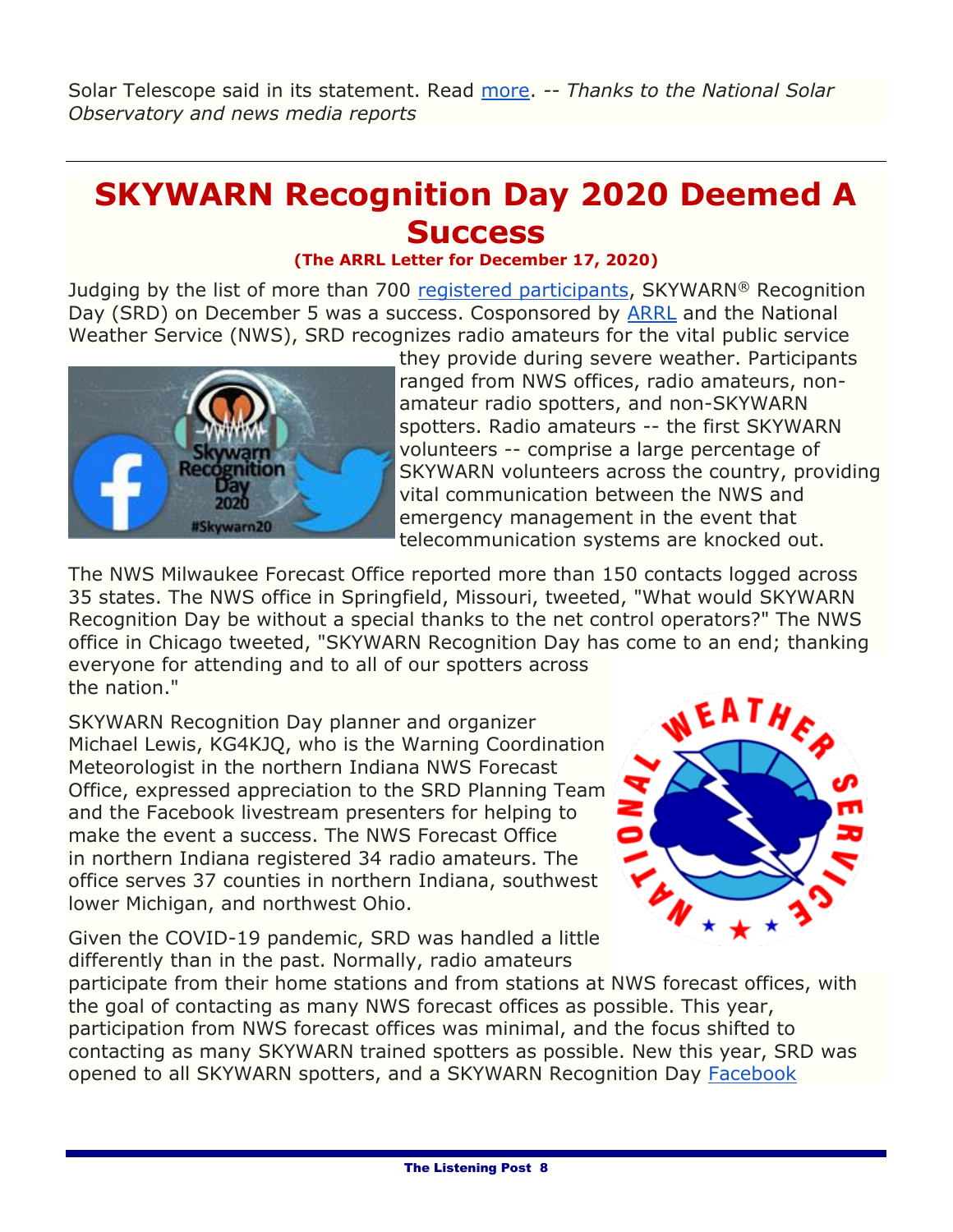Solar Telescope said in its statement. Read more. -- *Thanks to the National Solar Observatory and news media reports*

---

# SKYWARN Recognition Day 2020 Deemed A Success

**(The ARRL Letter for December 17, 2020)**

Judging by the list of more than 700 registered participants, SKYWARN® Recognition Day (SRD) on December 5 was a success. Cosponsored by ARRL and the National Weather Service (NWS), SRD recognizes radio amateurs for the vital public service they provide during severe weather. Participants ranged from NWS offices, radio amateurs, non-amateur radio spotters, and non-SKYWARN spotters. Radio amateurs -- the first SKYWARN volunteers -- comprise a large percentage of SKYWARN volunteers across the country, providing vital communication between the NWS and emergency management in the event that telecommunication systems are knocked out.

The NWS Milwaukee Forecast Office reported more than 150 contacts logged across 35 states. The NWS office in Springfield, Missouri, tweeted, "What would SKYWARN Recognition Day be without a special thanks to the net control operators?" The NWS office in Chicago tweeted, "SKYWARN Recognition Day has come to an end; thanking everyone for attending and to all of our spotters across the nation."

SKYWARN Recognition Day planner and organizer Michael Lewis, KG4KJQ, who is the Warning Coordination Meteorologist in the northern Indiana NWS Forecast Office, expressed appreciation to the SRD Planning Team and the Facebook livestream presenters for helping to make the event a success. The NWS Forecast Office in northern Indiana registered 34 radio amateurs. The office serves 37 counties in northern Indiana, southwest lower Michigan, and northwest Ohio.

Given the COVID-19 pandemic, SRD was handled a little differently than in the past. Normally, radio amateurs participate from their home stations and from stations at NWS forecast offices, with the goal of contacting as many NWS forecast offices as possible. This year, participation from NWS forecast offices was minimal, and the focus shifted to contacting as many SKYWARN trained spotters as possible. New this year, SRD was opened to all SKYWARN spotters, and a SKYWARN Recognition Day Facebook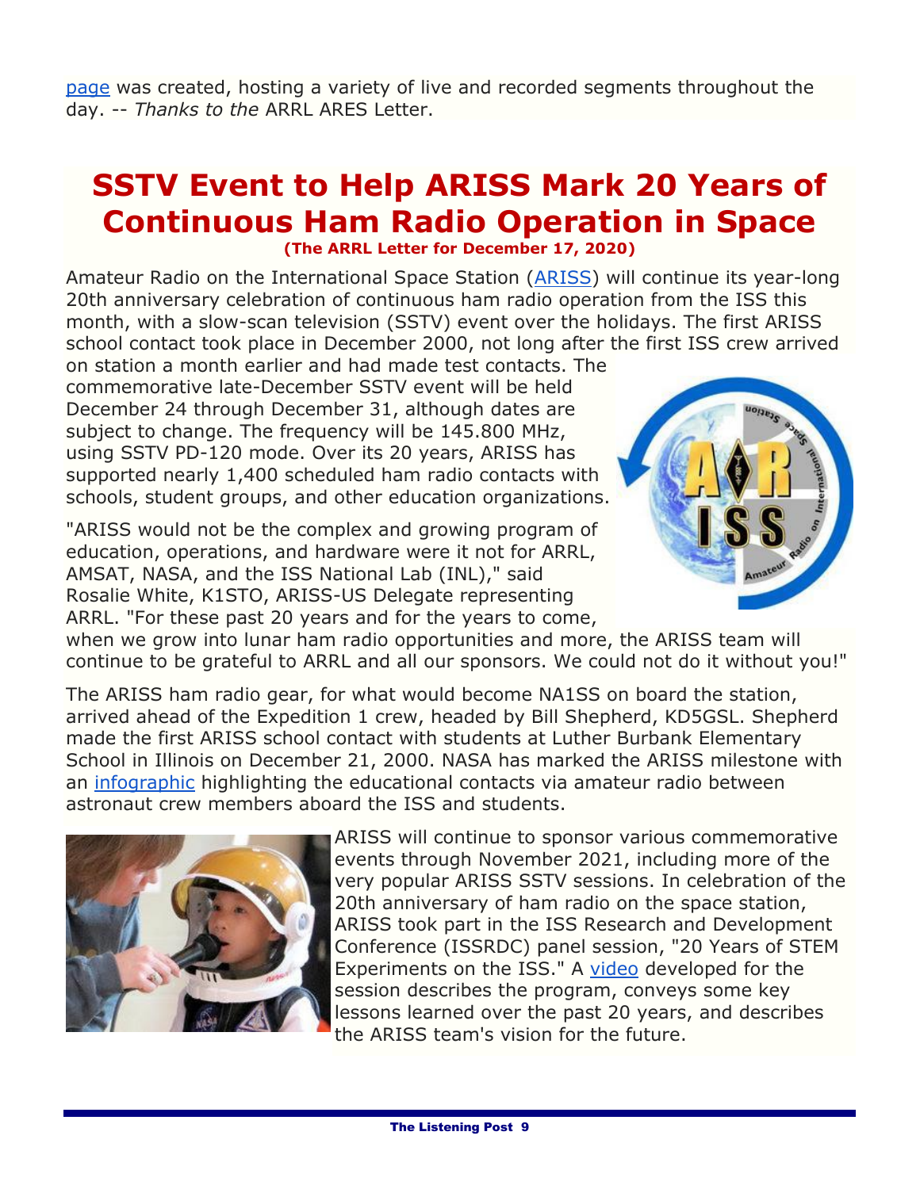page was created, hosting a variety of live and recorded segments throughout the day. -- *Thanks to the* ARRL ARES Letter.

# SSTV Event to Help ARISS Mark 20 Years of Continuous Ham Radio Operation in Space

**(The ARRL Letter for December 17, 2020)**

Amateur Radio on the International Space Station (ARISS) will continue its year-long 20th anniversary celebration of continuous ham radio operation from the ISS this month, with a slow-scan television (SSTV) event over the holidays. The first ARISS school contact took place in December 2000, not long after the first ISS crew arrived on station a month earlier and had made test contacts. The commemorative late-December SSTV event will be held December 24 through December 31, although dates are subject to change. The frequency will be 145.800 MHz, using SSTV PD-120 mode. Over its 20 years, ARISS has supported nearly 1,400 scheduled ham radio contacts with schools, student groups, and other education organizations.

"ARISS would not be the complex and growing program of education, operations, and hardware were it not for ARRL, AMSAT, NASA, and the ISS National Lab (INL)," said Rosalie White, K1STO, ARISS-US Delegate representing ARRL. "For these past 20 years and for the years to come, when we grow into lunar ham radio opportunities and more, the ARISS team will continue to be grateful to ARRL and all our sponsors. We could not do it without you!"

The ARISS ham radio gear, for what would become NA1SS on board the station, arrived ahead of the Expedition 1 crew, headed by Bill Shepherd, KD5GSL. Shepherd made the first ARISS school contact with students at Luther Burbank Elementary School in Illinois on December 21, 2000. NASA has marked the ARISS milestone with an infographic highlighting the educational contacts via amateur radio between astronaut crew members aboard the ISS and students.

ARISS will continue to sponsor various commemorative events through November 2021, including more of the very popular ARISS SSTV sessions. In celebration of the 20th anniversary of ham radio on the space station, ARISS took part in the ISS Research and Development Conference (ISSRDC) panel session, "20 Years of STEM Experiments on the ISS." A video developed for the session describes the program, conveys some key lessons learned over the past 20 years, and describes the ARISS team's vision for the future.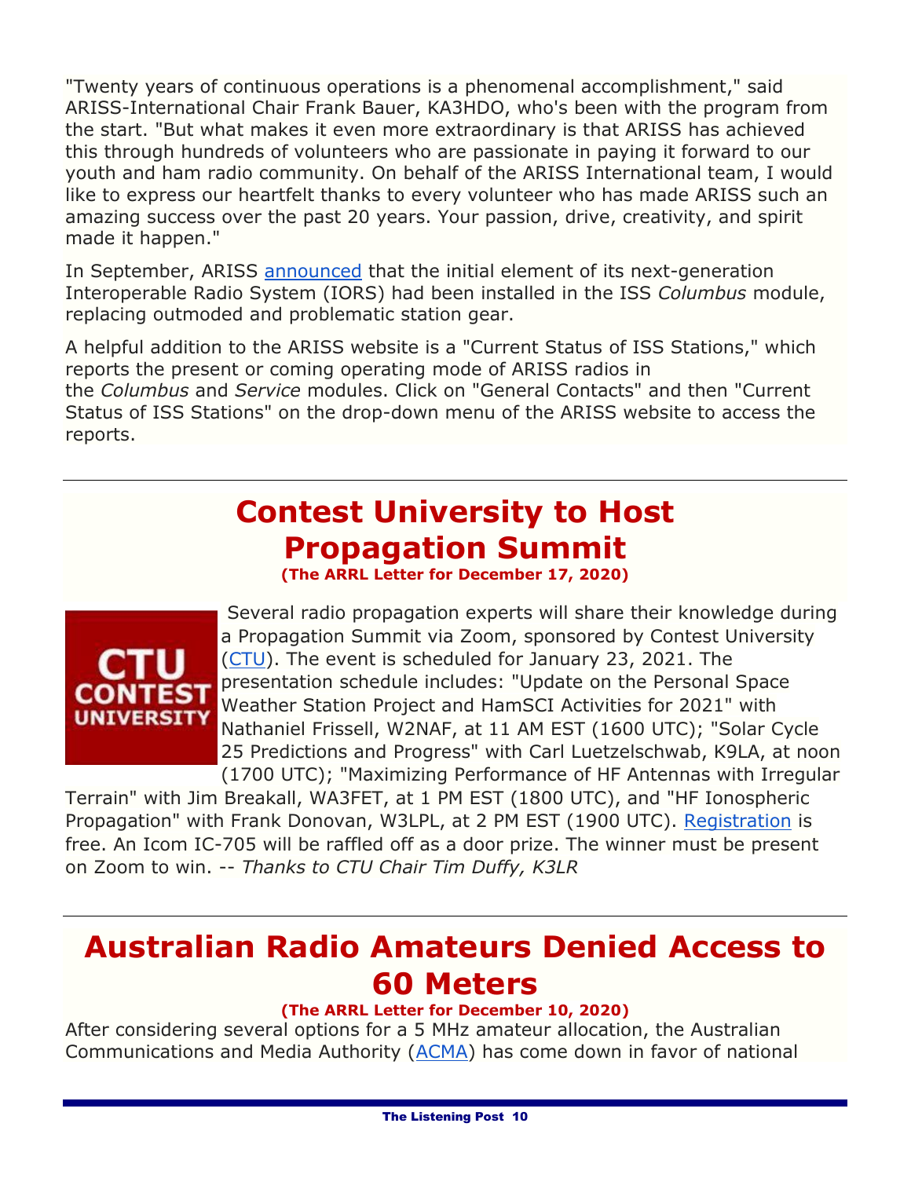"Twenty years of continuous operations is a phenomenal accomplishment," said ARISS-International Chair Frank Bauer, KA3HDO, who's been with the program from the start. "But what makes it even more extraordinary is that ARISS has achieved this through hundreds of volunteers who are passionate in paying it forward to our youth and ham radio community. On behalf of the ARISS International team, I would like to express our heartfelt thanks to every volunteer who has made ARISS such an amazing success over the past 20 years. Your passion, drive, creativity, and spirit made it happen."

In September, ARISS announced that the initial element of its next-generation Interoperable Radio System (IORS) had been installed in the ISS *Columbus* module, replacing outmoded and problematic station gear.

A helpful addition to the ARISS website is a "Current Status of ISS Stations," which reports the present or coming operating mode of ARISS radios in the *Columbus* and *Service* modules. Click on "General Contacts" and then "Current Status of ISS Stations" on the drop-down menu of the ARISS website to access the reports.

---

# Contest University to Host Propagation Summit

**(The ARRL Letter for December 17, 2020)**

Several radio propagation experts will share their knowledge during a Propagation Summit via Zoom, sponsored by Contest University (CTU). The event is scheduled for January 23, 2021. The presentation schedule includes: "Update on the Personal Space Weather Station Project and HamSCI Activities for 2021" with Nathaniel Frissell, W2NAF, at 11 AM EST (1600 UTC); "Solar Cycle 25 Predictions and Progress" with Carl Luetzelschwab, K9LA, at noon (1700 UTC); "Maximizing Performance of HF Antennas with Irregular Terrain" with Jim Breakall, WA3FET, at 1 PM EST (1800 UTC), and "HF Ionospheric Propagation" with Frank Donovan, W3LPL, at 2 PM EST (1900 UTC). Registration is free. An Icom IC-705 will be raffled off as a door prize. The winner must be present on Zoom to win. -- *Thanks to CTU Chair Tim Duffy, K3LR*

---

# Australian Radio Amateurs Denied Access to 60 Meters

**(The ARRL Letter for December 10, 2020)**

After considering several options for a 5 MHz amateur allocation, the Australian Communications and Media Authority (ACMA) has come down in favor of national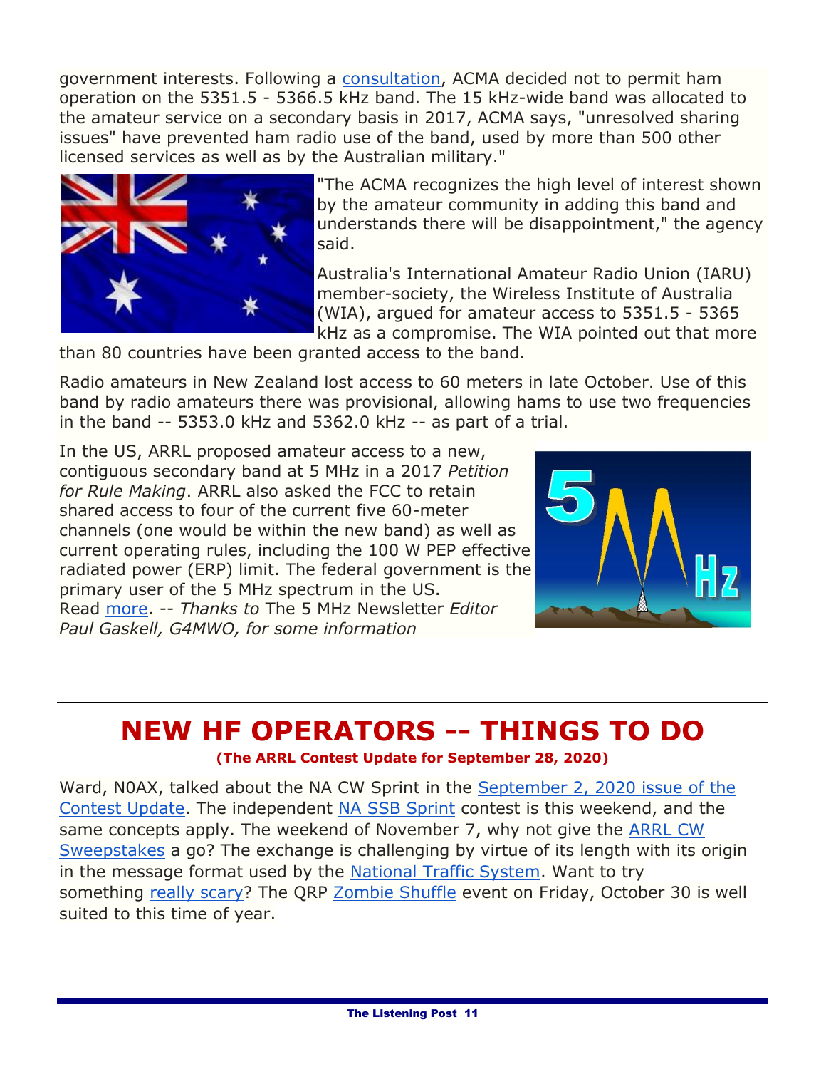government interests. Following a consultation, ACMA decided not to permit ham operation on the 5351.5 - 5366.5 kHz band. The 15 kHz-wide band was allocated to the amateur service on a secondary basis in 2017, ACMA says, "unresolved sharing issues" have prevented ham radio use of the band, used by more than 500 other licensed services as well as by the Australian military."

"The ACMA recognizes the high level of interest shown by the amateur community in adding this band and understands there will be disappointment," the agency said.

Australia's International Amateur Radio Union (IARU) member-society, the Wireless Institute of Australia (WIA), argued for amateur access to 5351.5 - 5365 kHz as a compromise. The WIA pointed out that more than 80 countries have been granted access to the band.

Radio amateurs in New Zealand lost access to 60 meters in late October. Use of this band by radio amateurs there was provisional, allowing hams to use two frequencies in the band -- 5353.0 kHz and 5362.0 kHz -- as part of a trial.

In the US, ARRL proposed amateur access to a new, contiguous secondary band at 5 MHz in a 2017 *Petition for Rule Making*. ARRL also asked the FCC to retain shared access to four of the current five 60-meter channels (one would be within the new band) as well as current operating rules, including the 100 W PEP effective radiated power (ERP) limit. The federal government is the primary user of the 5 MHz spectrum in the US. Read more. -- *Thanks to* The 5 MHz Newsletter *Editor Paul Gaskell, G4MWO, for some information*

# NEW HF OPERATORS -- THINGS TO DO

**(The ARRL Contest Update for September 28, 2020)**

Ward, N0AX, talked about the NA CW Sprint in the September 2, 2020 issue of the Contest Update. The independent NA SSB Sprint contest is this weekend, and the same concepts apply. The weekend of November 7, why not give the ARRL CW Sweepstakes a go? The exchange is challenging by virtue of its length with its origin in the message format used by the National Traffic System. Want to try something really scary? The QRP Zombie Shuffle event on Friday, October 30 is well suited to this time of year.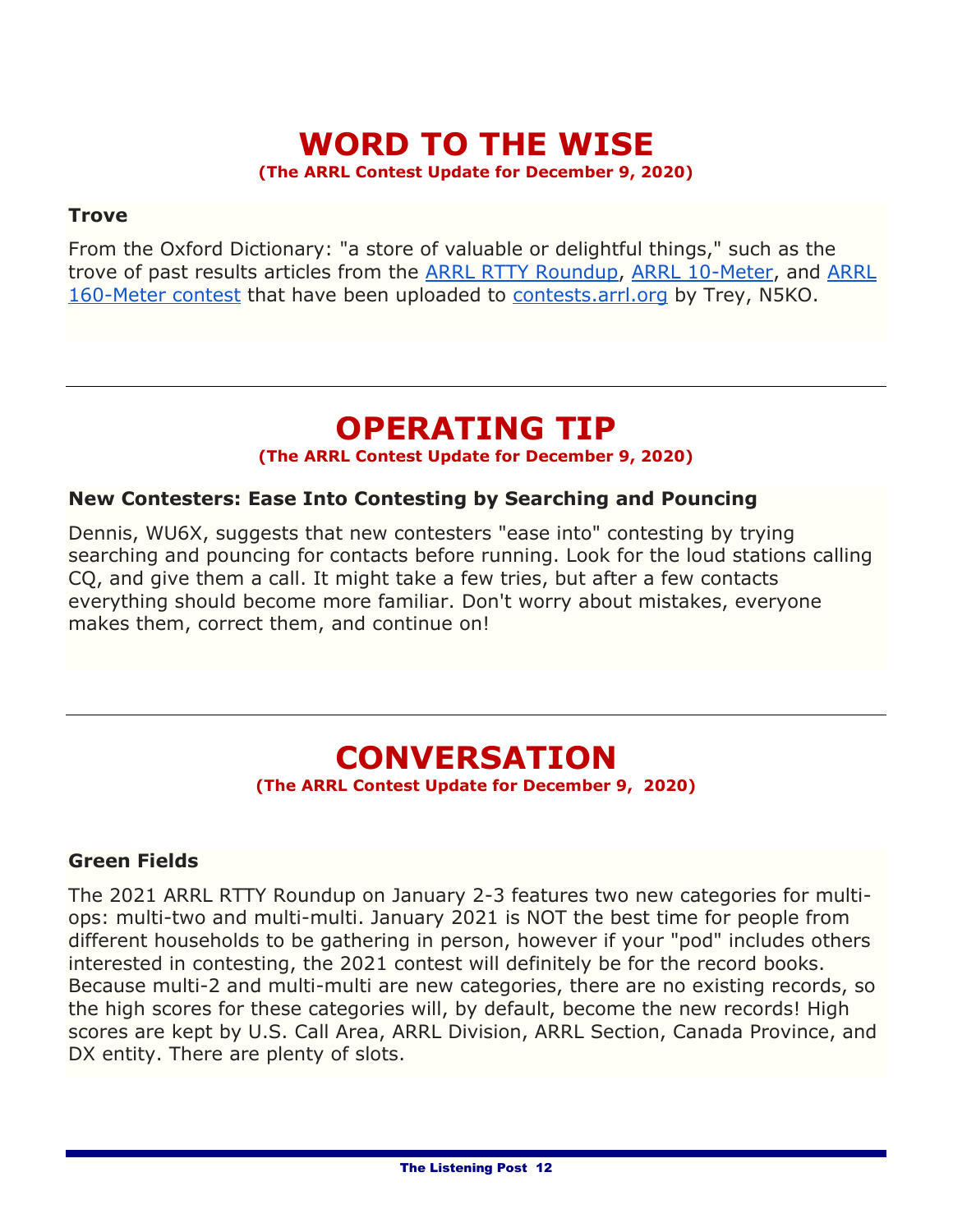# WORD TO THE WISE

**(The ARRL Contest Update for December 9, 2020)**

### Trove

From the Oxford Dictionary: "a store of valuable or delightful things," such as the trove of past results articles from the ARRL RTTY Roundup, ARRL 10-Meter, and ARRL 160-Meter contest that have been uploaded to contests.arrl.org by Trey, N5KO.

---

# OPERATING TIP

**(The ARRL Contest Update for December 9, 2020)**

### New Contesters: Ease Into Contesting by Searching and Pouncing

Dennis, WU6X, suggests that new contesters "ease into" contesting by trying searching and pouncing for contacts before running. Look for the loud stations calling CQ, and give them a call. It might take a few tries, but after a few contacts everything should become more familiar. Don't worry about mistakes, everyone makes them, correct them, and continue on!

---

# CONVERSATION

**(The ARRL Contest Update for December 9, 2020)**

### Green Fields

The 2021 ARRL RTTY Roundup on January 2-3 features two new categories for multi-ops: multi-two and multi-multi. January 2021 is NOT the best time for people from different households to be gathering in person, however if your "pod" includes others interested in contesting, the 2021 contest will definitely be for the record books. Because multi-2 and multi-multi are new categories, there are no existing records, so the high scores for these categories will, by default, become the new records! High scores are kept by U.S. Call Area, ARRL Division, ARRL Section, Canada Province, and DX entity. There are plenty of slots.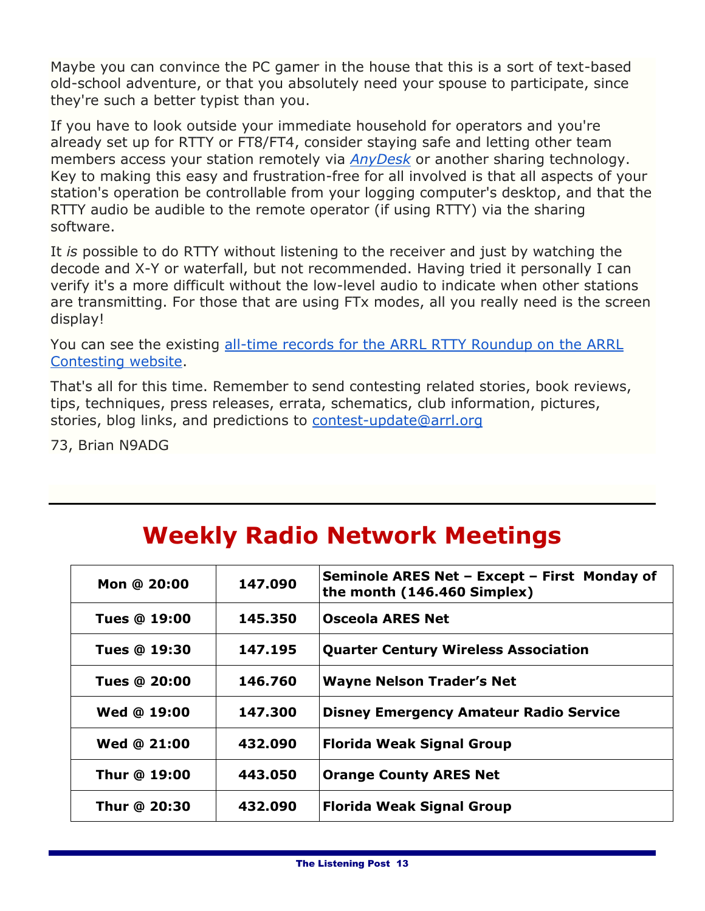Maybe you can convince the PC gamer in the house that this is a sort of text-based old-school adventure, or that you absolutely need your spouse to participate, since they're such a better typist than you.

If you have to look outside your immediate household for operators and you're already set up for RTTY or FT8/FT4, consider staying safe and letting other team members access your station remotely via [*AnyDesk*]() or another sharing technology. Key to making this easy and frustration-free for all involved is that all aspects of your station's operation be controllable from your logging computer's desktop, and that the RTTY audio be audible to the remote operator (if using RTTY) via the sharing software.

It *is* possible to do RTTY without listening to the receiver and just by watching the decode and X-Y or waterfall, but not recommended. Having tried it personally I can verify it's a more difficult without the low-level audio to indicate when other stations are transmitting. For those that are using FTx modes, all you really need is the screen display!

You can see the existing [all-time records for the ARRL RTTY Roundup on the ARRL Contesting website]().

That's all for this time. Remember to send contesting related stories, book reviews, tips, techniques, press releases, errata, schematics, club information, pictures, stories, blog links, and predictions to [contest-update@arrl.org](mailto:contest-update@arrl.org)

73, Brian N9ADG

---

# Weekly Radio Network Meetings

| | | |
|---|---|---|
| **Mon @ 20:00** | **147.090** | **Seminole ARES Net – Except – First Monday of the month (146.460 Simplex)** |
| **Tues @ 19:00** | **145.350** | **Osceola ARES Net** |
| **Tues @ 19:30** | **147.195** | **Quarter Century Wireless Association** |
| **Tues @ 20:00** | **146.760** | **Wayne Nelson Trader's Net** |
| **Wed @ 19:00** | **147.300** | **Disney Emergency Amateur Radio Service** |
| **Wed @ 21:00** | **432.090** | **Florida Weak Signal Group** |
| **Thur @ 19:00** | **443.050** | **Orange County ARES Net** |
| **Thur @ 20:30** | **432.090** | **Florida Weak Signal Group** |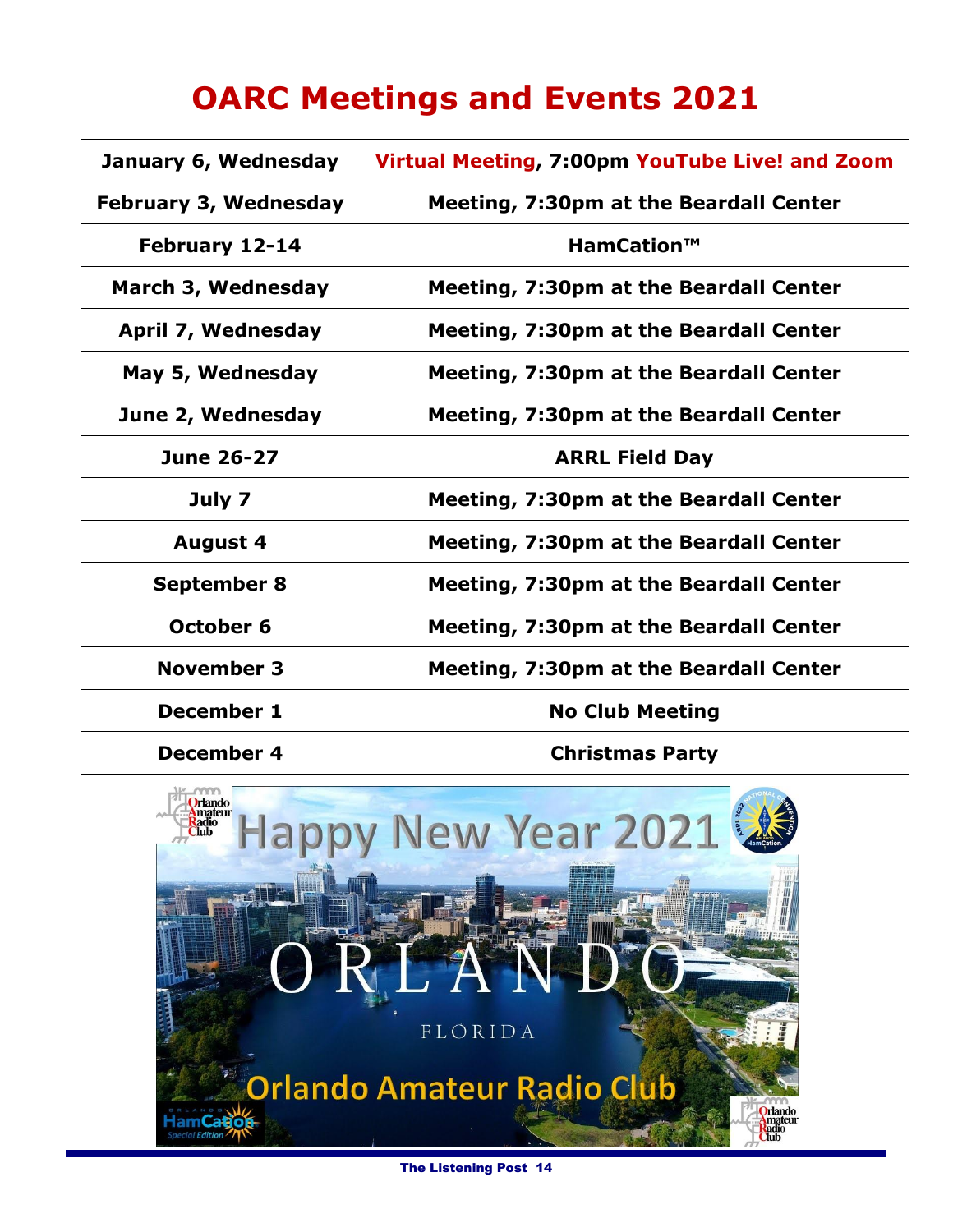# OARC Meetings and Events 2021

| Date | Event |
|---|---|
| January 6, Wednesday | Virtual Meeting, 7:00pm YouTube Live! and Zoom |
| February 3, Wednesday | Meeting, 7:30pm at the Beardall Center |
| February 12-14 | HamCation™ |
| March 3, Wednesday | Meeting, 7:30pm at the Beardall Center |
| April 7, Wednesday | Meeting, 7:30pm at the Beardall Center |
| May 5, Wednesday | Meeting, 7:30pm at the Beardall Center |
| June 2, Wednesday | Meeting, 7:30pm at the Beardall Center |
| June 26-27 | ARRL Field Day |
| July 7 | Meeting, 7:30pm at the Beardall Center |
| August 4 | Meeting, 7:30pm at the Beardall Center |
| September 8 | Meeting, 7:30pm at the Beardall Center |
| October 6 | Meeting, 7:30pm at the Beardall Center |
| November 3 | Meeting, 7:30pm at the Beardall Center |
| December 1 | No Club Meeting |
| December 4 | Christmas Party |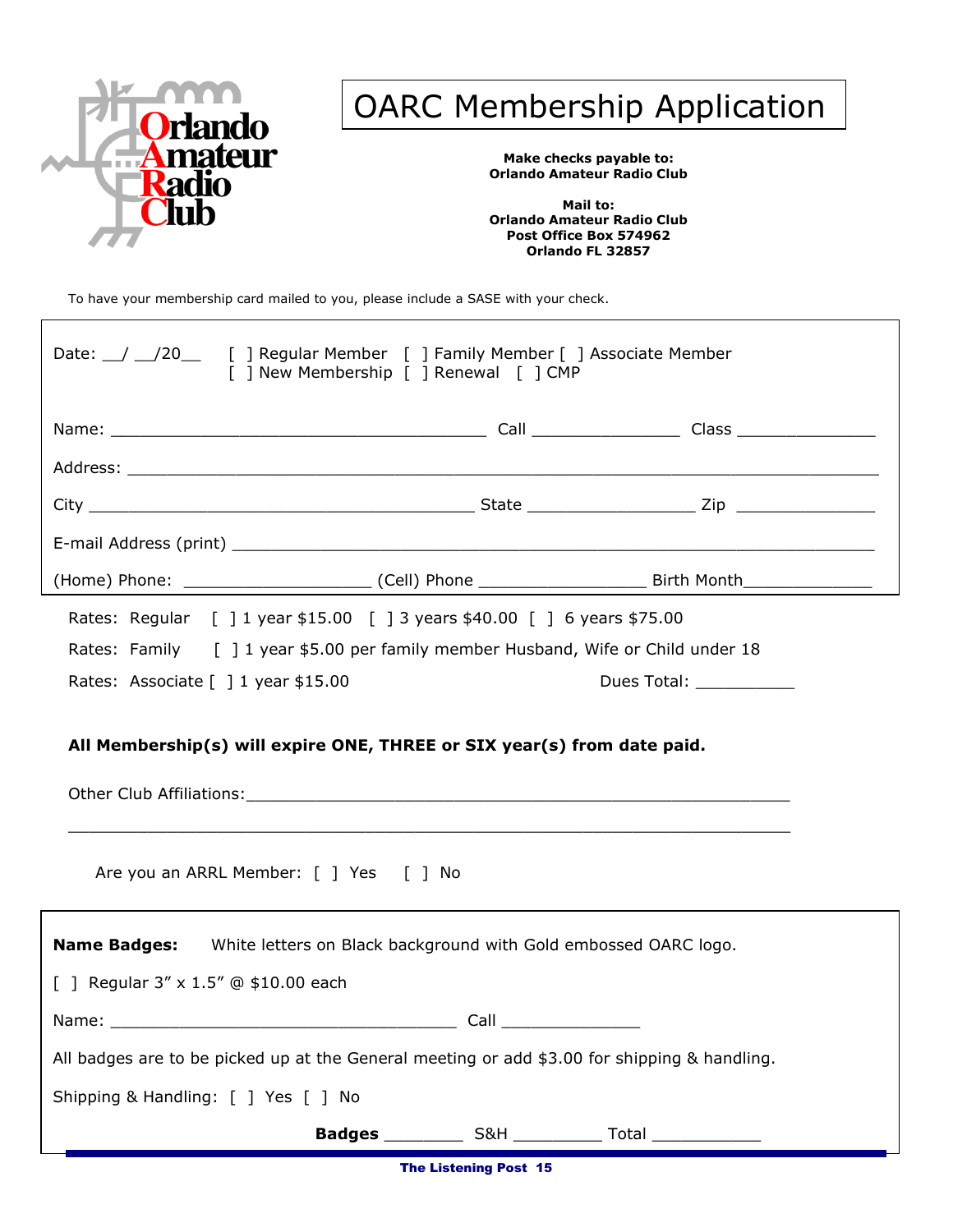Orlando Amateur Radio Club

# OARC Membership Application

**Make checks payable to:**
**Orlando Amateur Radio Club**

**Mail to:**
**Orlando Amateur Radio Club**
**Post Office Box 574962**
**Orlando FL 32857**

To have your membership card mailed to you, please include a SASE with your check.

Date: __/ __/20__ [ ] Regular Member [ ] Family Member [ ] Associate Member
[ ] New Membership [ ] Renewal [ ] CMP

Name: ________________________________________ Call ________________ Class _______________

Address: ________________________________________________________________________________

City ________________________________________ State __________________ Zip _______________

E-mail Address (print) __________________________________________________________________

(Home) Phone: ____________________ (Cell) Phone __________________ Birth Month______________

Rates: Regular [ ] 1 year $15.00 [ ] 3 years $40.00 [ ] 6 years $75.00

Rates: Family [ ] 1 year $5.00 per family member Husband, Wife or Child under 18

Rates: Associate [ ] 1 year $15.00 Dues Total: __________

**All Membership(s) will expire ONE, THREE or SIX year(s) from date paid.**

Other Club Affiliations:_________________________________________________________

________________________________________________________________________________

Are you an ARRL Member: [ ] Yes [ ] No

**Name Badges:** White letters on Black background with Gold embossed OARC logo.

[ ] Regular 3” x 1.5” @ $10.00 each

Name: _____________________________________ Call _______________

All badges are to be picked up at the General meeting or add $3.00 for shipping & handling.

Shipping & Handling: [ ] Yes [ ] No

**Badges** ________ S&H _________ Total ___________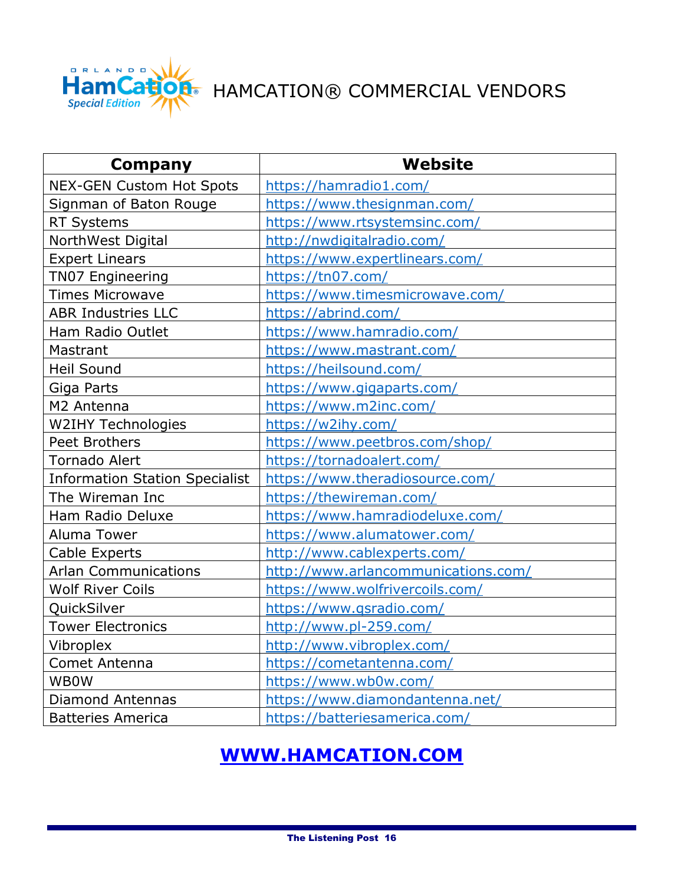# HAMCATION® COMMERCIAL VENDORS

| Company | Website |
|---|---|
| NEX-GEN Custom Hot Spots | https://hamradio1.com/ |
| Signman of Baton Rouge | https://www.thesignman.com/ |
| RT Systems | https://www.rtsystemsinc.com/ |
| NorthWest Digital | http://nwdigitalradio.com/ |
| Expert Linears | https://www.expertlinears.com/ |
| TN07 Engineering | https://tn07.com/ |
| Times Microwave | https://www.timesmicrowave.com/ |
| ABR Industries LLC | https://abrind.com/ |
| Ham Radio Outlet | https://www.hamradio.com/ |
| Mastrant | https://www.mastrant.com/ |
| Heil Sound | https://heilsound.com/ |
| Giga Parts | https://www.gigaparts.com/ |
| M2 Antenna | https://www.m2inc.com/ |
| W2IHY Technologies | https://w2ihy.com/ |
| Peet Brothers | https://www.peetbros.com/shop/ |
| Tornado Alert | https://tornadoalert.com/ |
| Information Station Specialist | https://www.theradiosource.com/ |
| The Wireman Inc | https://thewireman.com/ |
| Ham Radio Deluxe | https://www.hamradiodeluxe.com/ |
| Aluma Tower | https://www.alumatower.com/ |
| Cable Experts | http://www.cablexperts.com/ |
| Arlan Communications | http://www.arlancommunications.com/ |
| Wolf River Coils | https://www.wolfrivercoils.com/ |
| QuickSilver | https://www.qsradio.com/ |
| Tower Electronics | http://www.pl-259.com/ |
| Vibroplex | http://www.vibroplex.com/ |
| Comet Antenna | https://cometantenna.com/ |
| WB0W | https://www.wb0w.com/ |
| Diamond Antennas | https://www.diamondantenna.net/ |
| Batteries America | https://batteriesamerica.com/ |

**WWW.HAMCATION.COM**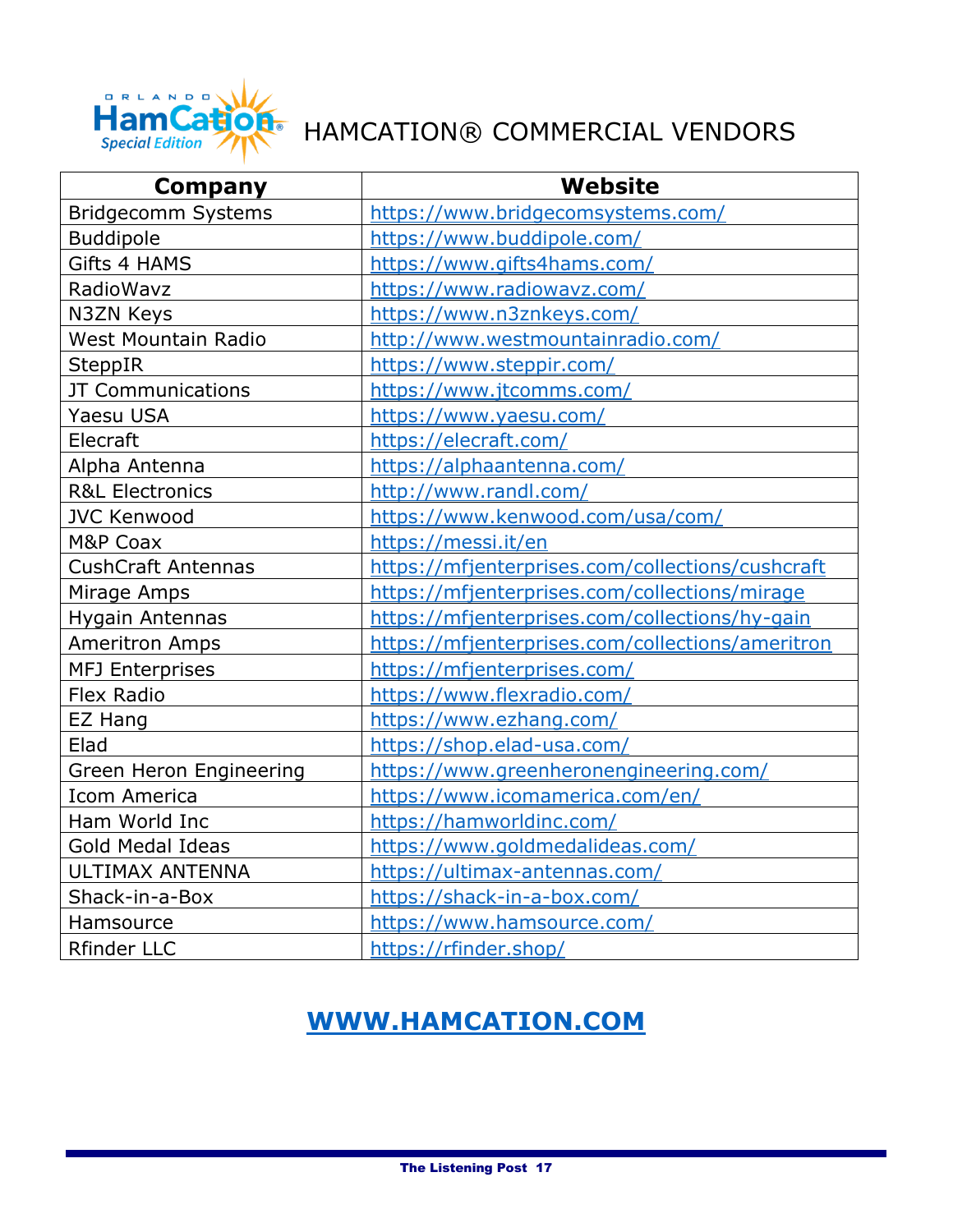# HAMCATION® COMMERCIAL VENDORS

| Company | Website |
|---|---|
| Bridgecomm Systems | https://www.bridgecomsystems.com/ |
| Buddipole | https://www.buddipole.com/ |
| Gifts 4 HAMS | https://www.gifts4hams.com/ |
| RadioWavz | https://www.radiowavz.com/ |
| N3ZN Keys | https://www.n3znkeys.com/ |
| West Mountain Radio | http://www.westmountainradio.com/ |
| SteppIR | https://www.steppir.com/ |
| JT Communications | https://www.jtcomms.com/ |
| Yaesu USA | https://www.yaesu.com/ |
| Elecraft | https://elecraft.com/ |
| Alpha Antenna | https://alphaantenna.com/ |
| R&L Electronics | http://www.randl.com/ |
| JVC Kenwood | https://www.kenwood.com/usa/com/ |
| M&P Coax | https://messi.it/en |
| CushCraft Antennas | https://mfjenterprises.com/collections/cushcraft |
| Mirage Amps | https://mfjenterprises.com/collections/mirage |
| Hygain Antennas | https://mfjenterprises.com/collections/hy-gain |
| Ameritron Amps | https://mfjenterprises.com/collections/ameritron |
| MFJ Enterprises | https://mfjenterprises.com/ |
| Flex Radio | https://www.flexradio.com/ |
| EZ Hang | https://www.ezhang.com/ |
| Elad | https://shop.elad-usa.com/ |
| Green Heron Engineering | https://www.greenheronengineering.com/ |
| Icom America | https://www.icomamerica.com/en/ |
| Ham World Inc | https://hamworldinc.com/ |
| Gold Medal Ideas | https://www.goldmedalideas.com/ |
| ULTIMAX ANTENNA | https://ultimax-antennas.com/ |
| Shack-in-a-Box | https://shack-in-a-box.com/ |
| Hamsource | https://www.hamsource.com/ |
| Rfinder LLC | https://rfinder.shop/ |

**WWW.HAMCATION.COM**